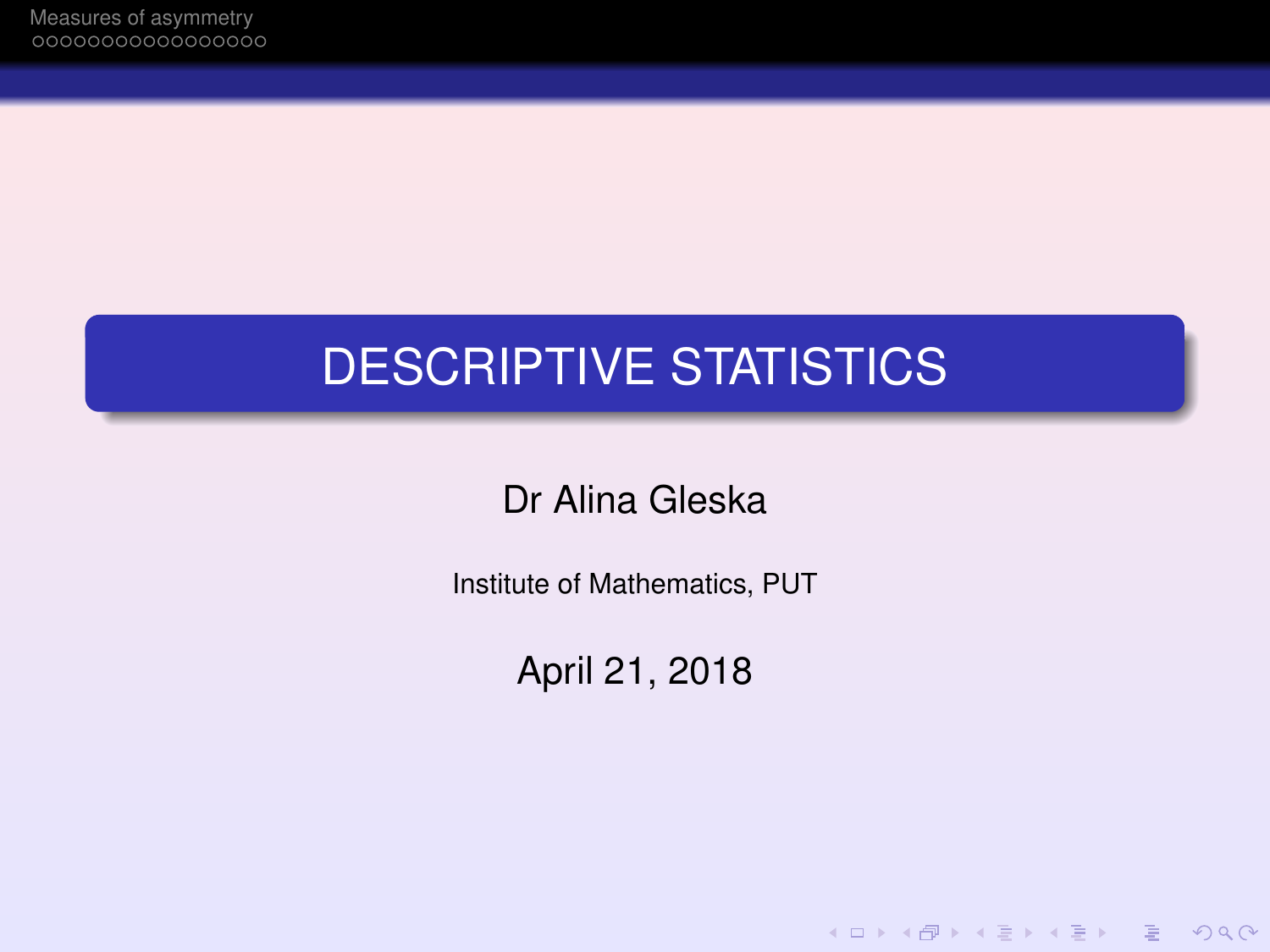# DESCRIPTIVE STATISTICS

Dr Alina Gleska

Institute of Mathematics, PUT

April 21, 2018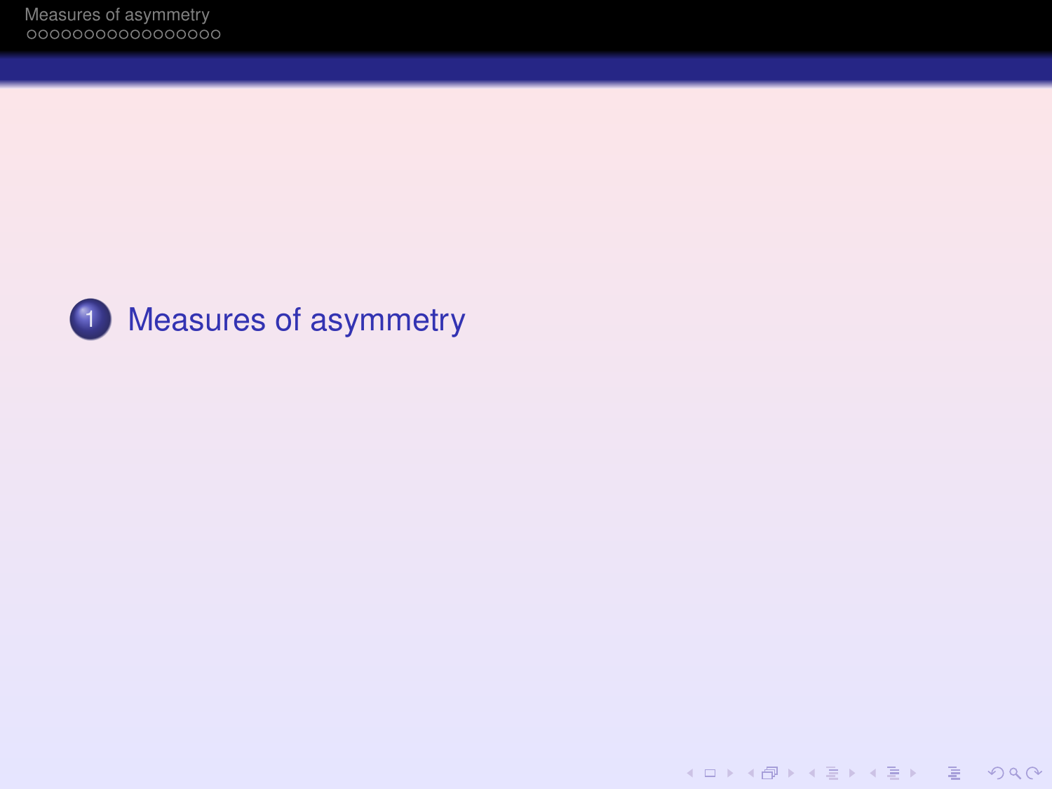1. Measures of asymmetry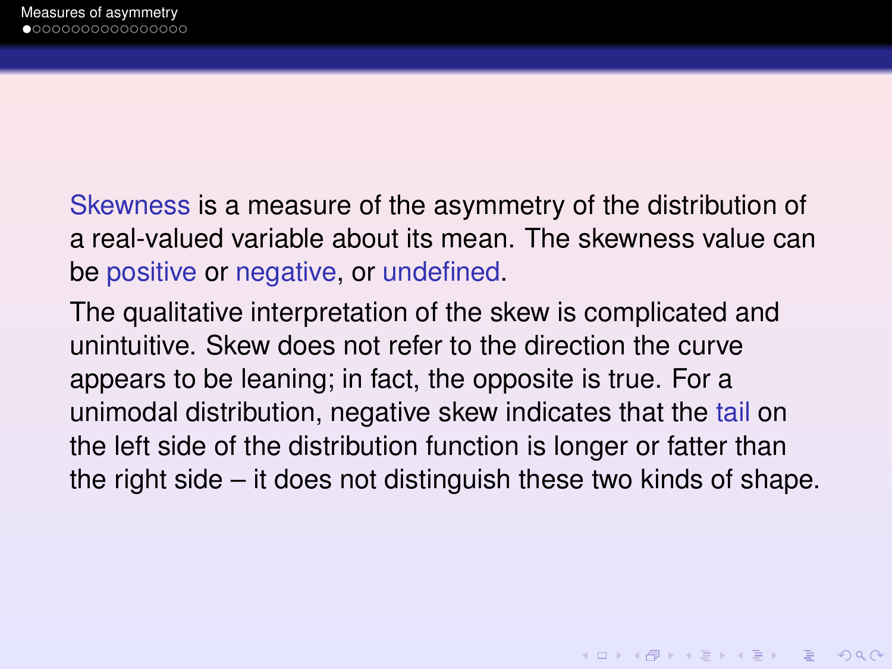Skewness is a measure of the asymmetry of the distribution of a real-valued variable about its mean. The skewness value can be positive or negative, or undefined.

The qualitative interpretation of the skew is complicated and unintuitive. Skew does not refer to the direction the curve appears to be leaning; in fact, the opposite is true. For a unimodal distribution, negative skew indicates that the tail on the left side of the distribution function is longer or fatter than the right side – it does not distinguish these two kinds of shape.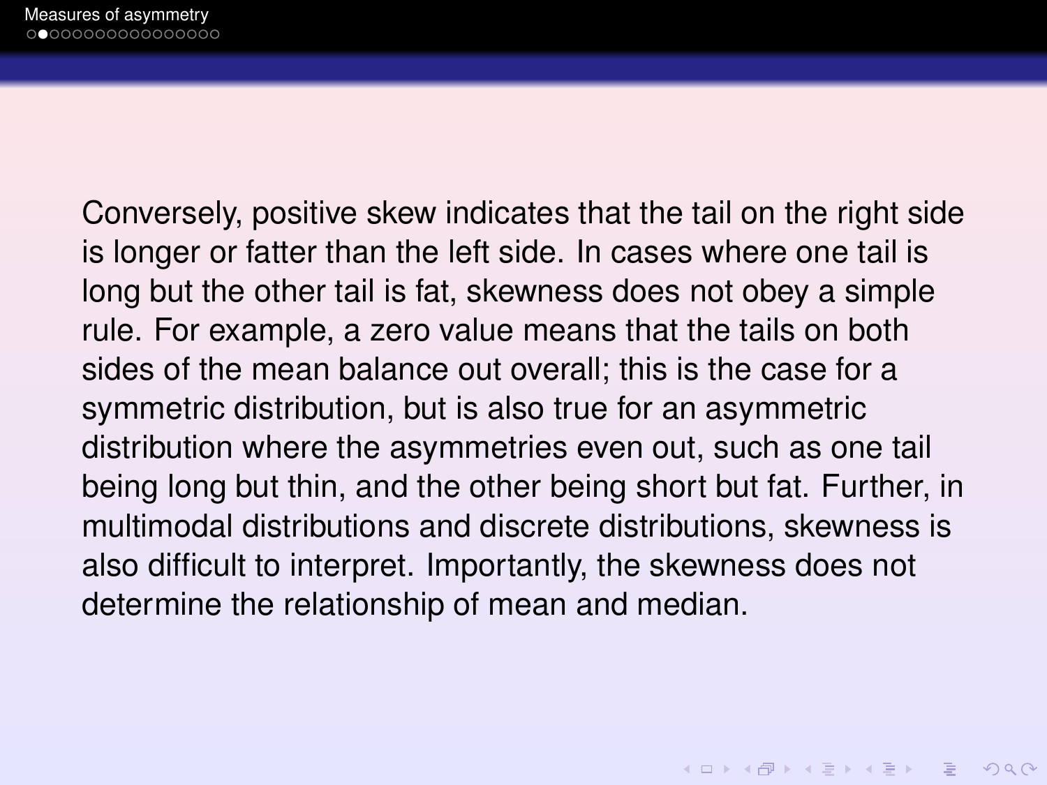Conversely, positive skew indicates that the tail on the right side is longer or fatter than the left side. In cases where one tail is long but the other tail is fat, skewness does not obey a simple rule. For example, a zero value means that the tails on both sides of the mean balance out overall; this is the case for a symmetric distribution, but is also true for an asymmetric distribution where the asymmetries even out, such as one tail being long but thin, and the other being short but fat. Further, in multimodal distributions and discrete distributions, skewness is also difficult to interpret. Importantly, the skewness does not determine the relationship of mean and median.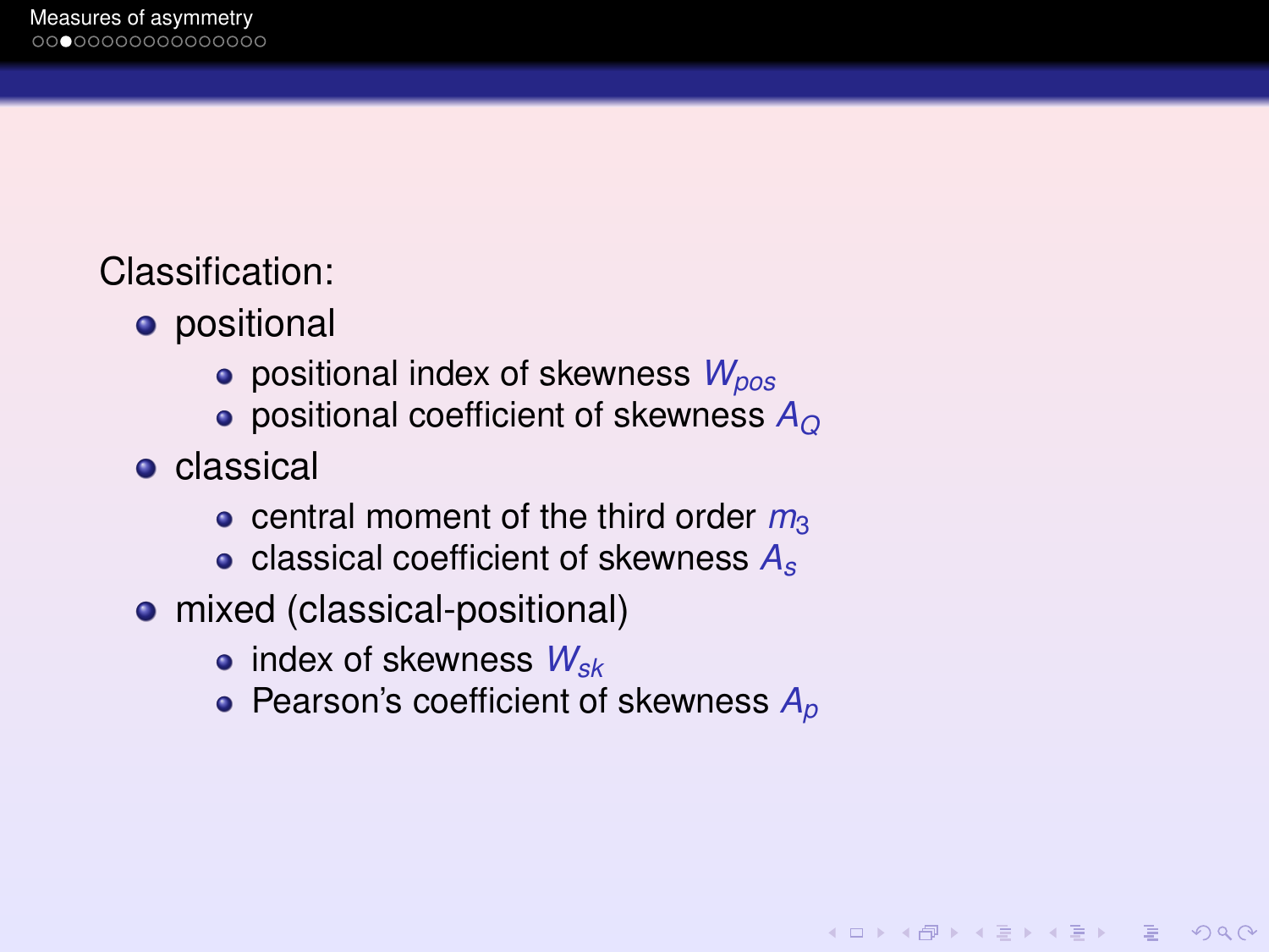Classification:

- positional
  - positional index of skewness $W_{pos}$
  - positional coefficient of skewness $A_Q$
- classical
  - central moment of the third order $m_3$
  - classical coefficient of skewness $A_s$
- mixed (classical-positional)
  - index of skewness $W_{sk}$
  - Pearson's coefficient of skewness $A_p$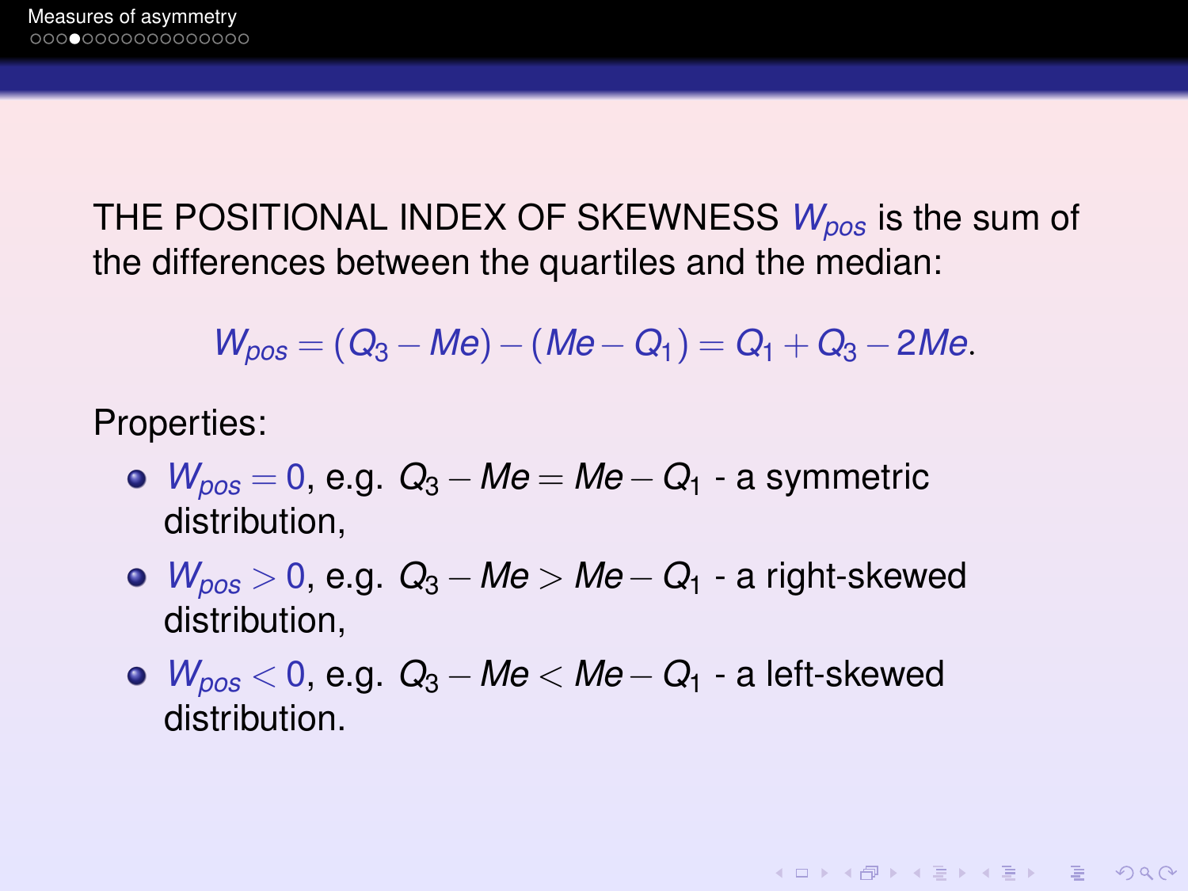THE POSITIONAL INDEX OF SKEWNESS $W_{pos}$ is the sum of the differences between the quartiles and the median:

$$W_{pos} = (Q_3 - Me) - (Me - Q_1) = Q_1 + Q_3 - 2Me.$$

Properties:

- $W_{pos} = 0$, e.g. $Q_3 - Me = Me - Q_1$ - a symmetric distribution,
- $W_{pos} > 0$, e.g. $Q_3 - Me > Me - Q_1$ - a right-skewed distribution,
- $W_{pos} < 0$, e.g. $Q_3 - Me < Me - Q_1$ - a left-skewed distribution.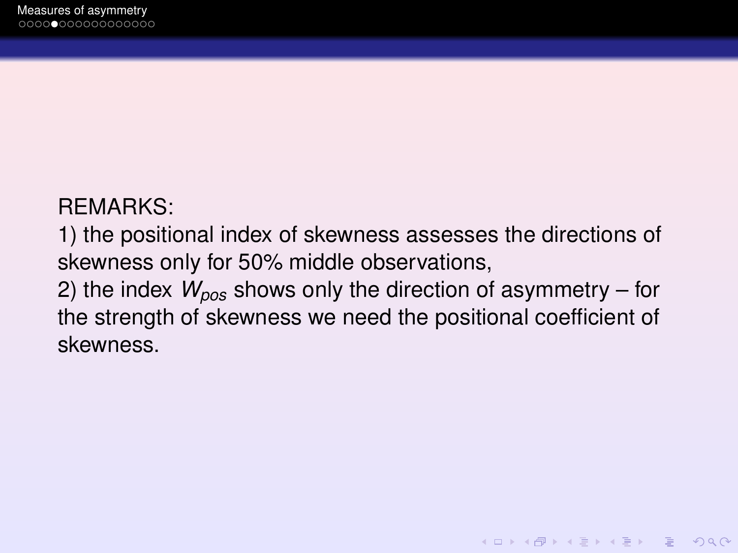REMARKS:

1) the positional index of skewness assesses the directions of skewness only for 50% middle observations,

2) the index $W_{pos}$ shows only the direction of asymmetry – for the strength of skewness we need the positional coefficient of skewness.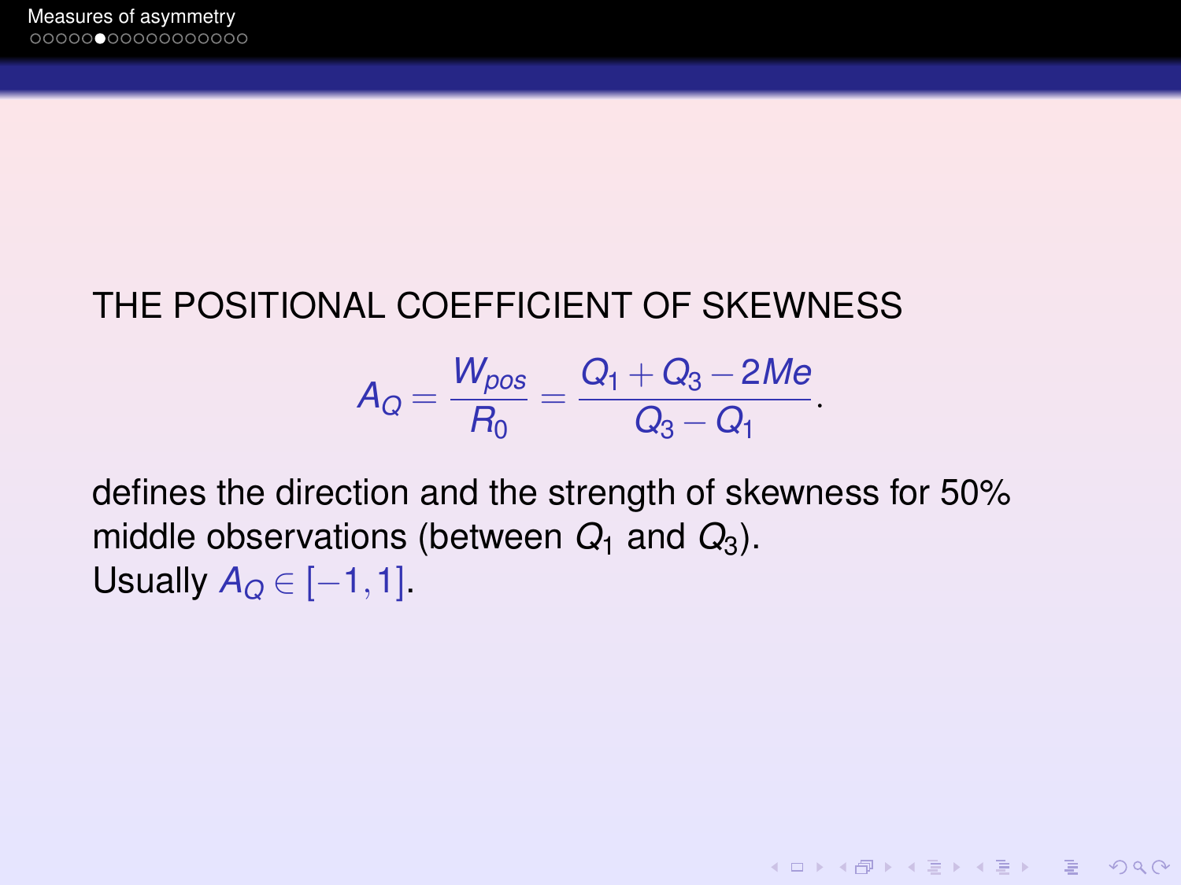THE POSITIONAL COEFFICIENT OF SKEWNESS

$$A_Q = \frac{W_{pos}}{R_0} = \frac{Q_1 + Q_3 - 2Me}{Q_3 - Q_1}.$$

defines the direction and the strength of skewness for 50% middle observations (between $Q_1$ and $Q_3$).
Usually $A_Q \in [-1, 1]$.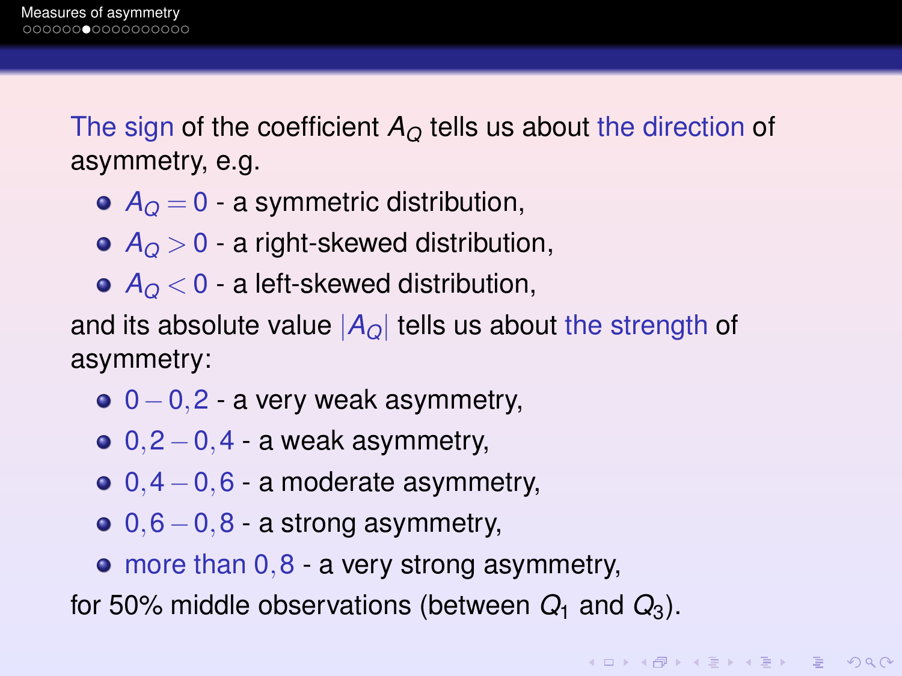## Measures of asymmetry

The sign of the coefficient $A_Q$ tells us about the direction of asymmetry, e.g.

- $A_Q = 0$ - a symmetric distribution,
- $A_Q > 0$ - a right-skewed distribution,
- $A_Q < 0$ - a left-skewed distribution,

and its absolute value $|A_Q|$ tells us about the strength of asymmetry:

- $0 - 0,2$ - a very weak asymmetry,
- $0,2 - 0,4$ - a weak asymmetry,
- $0,4 - 0,6$ - a moderate asymmetry,
- $0,6 - 0,8$ - a strong asymmetry,
- more than $0,8$ - a very strong asymmetry,

for 50% middle observations (between $Q_1$ and $Q_3$).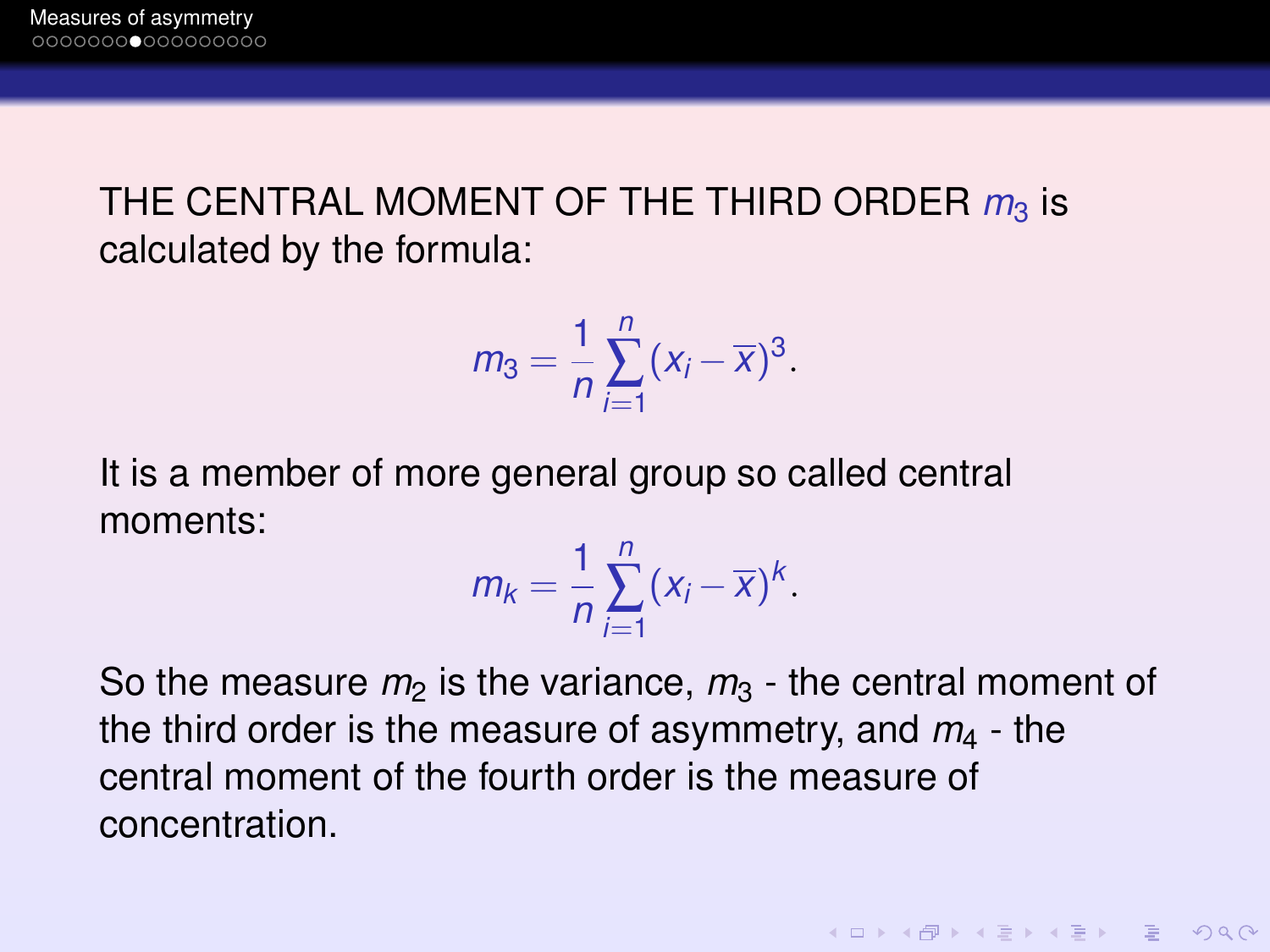THE CENTRAL MOMENT OF THE THIRD ORDER $m_3$ is calculated by the formula:

$$m_3 = \frac{1}{n}\sum_{i=1}^{n}(x_i - \overline{x})^3.$$

It is a member of more general group so called central moments:

$$m_k = \frac{1}{n}\sum_{i=1}^{n}(x_i - \overline{x})^k.$$

So the measure $m_2$ is the variance, $m_3$ - the central moment of the third order is the measure of asymmetry, and $m_4$ - the central moment of the fourth order is the measure of concentration.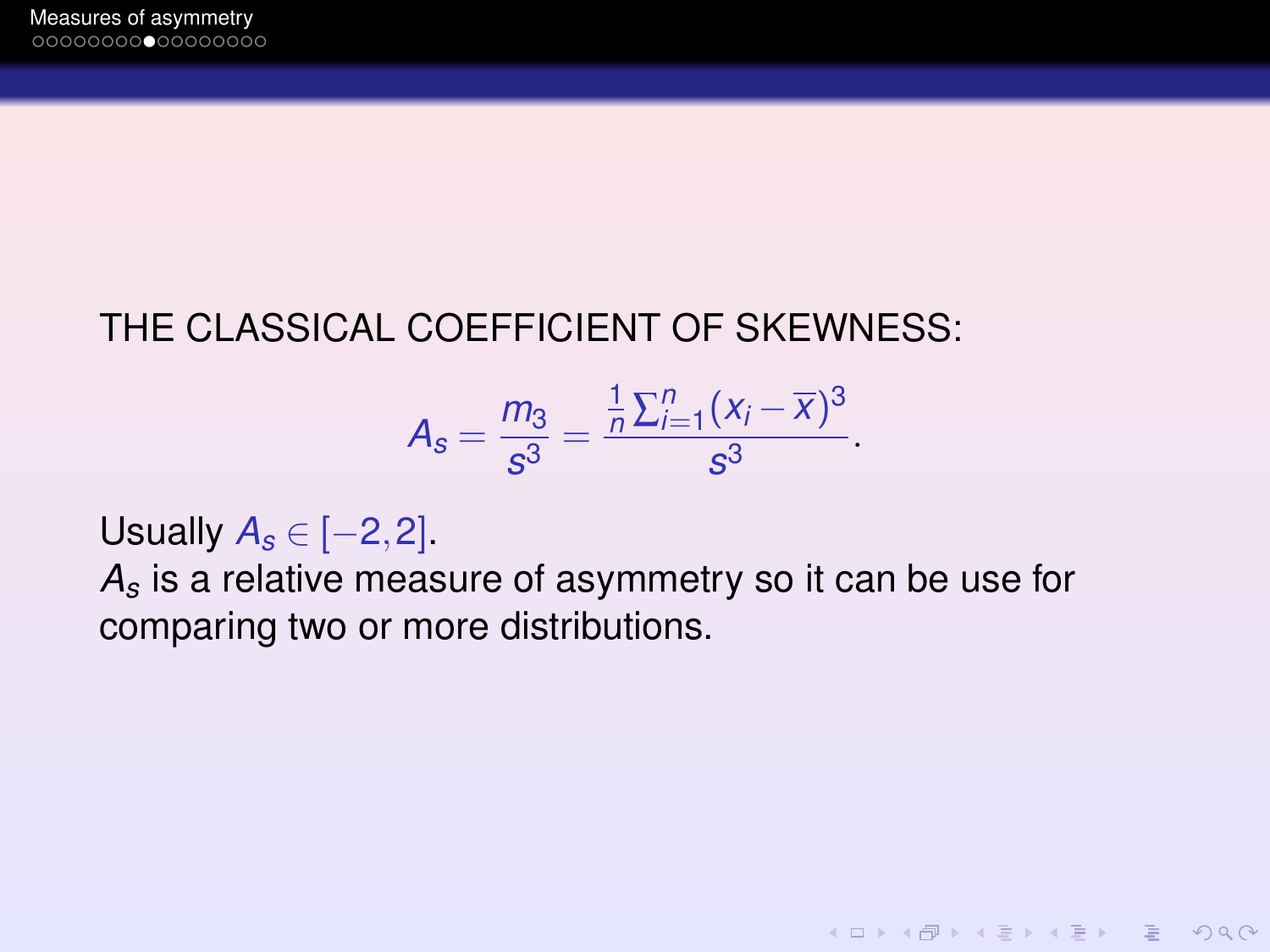THE CLASSICAL COEFFICIENT OF SKEWNESS:

$$A_s = \frac{m_3}{s^3} = \frac{\frac{1}{n}\sum_{i=1}^{n}(x_i - \overline{x})^3}{s^3}.$$

Usually $A_s \in [-2, 2]$.
$A_s$ is a relative measure of asymmetry so it can be use for comparing two or more distributions.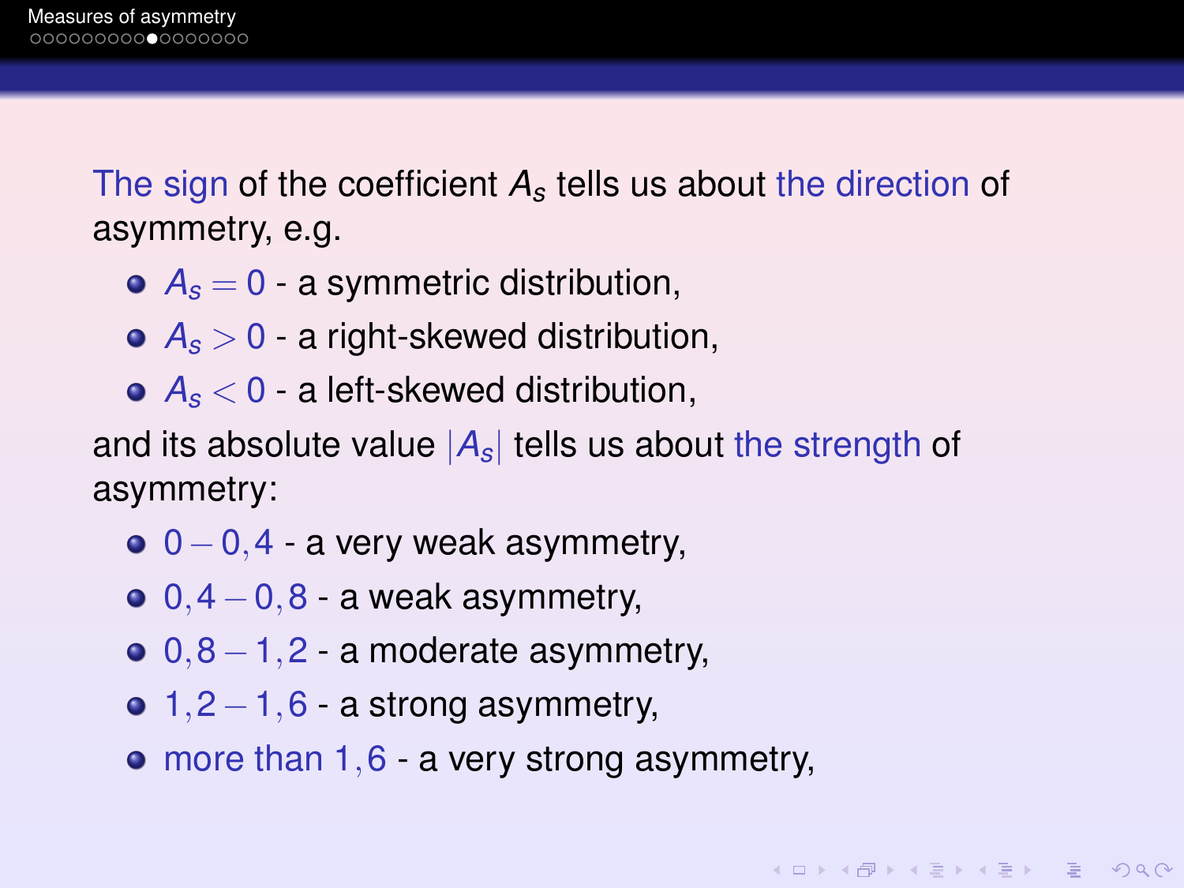The sign of the coefficient $A_s$ tells us about the direction of asymmetry, e.g.

- $A_s = 0$ - a symmetric distribution,
- $A_s > 0$ - a right-skewed distribution,
- $A_s < 0$ - a left-skewed distribution,

and its absolute value $|A_s|$ tells us about the strength of asymmetry:

- $0 - 0,4$ - a very weak asymmetry,
- $0,4 - 0,8$ - a weak asymmetry,
- $0,8 - 1,2$ - a moderate asymmetry,
- $1,2 - 1,6$ - a strong asymmetry,
- more than $1,6$ - a very strong asymmetry,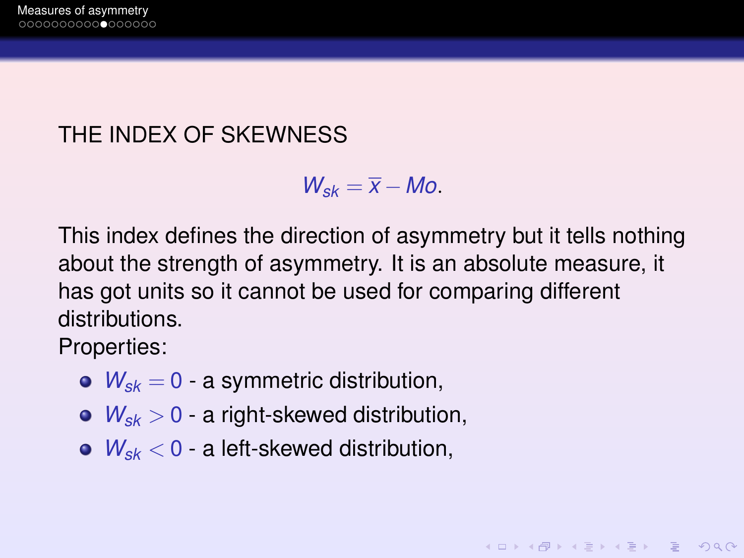## THE INDEX OF SKEWNESS

$$W_{sk} = \overline{x} - Mo.$$

This index defines the direction of asymmetry but it tells nothing about the strength of asymmetry. It is an absolute measure, it has got units so it cannot be used for comparing different distributions.

Properties:

- $W_{sk} = 0$ - a symmetric distribution,
- $W_{sk} > 0$ - a right-skewed distribution,
- $W_{sk} < 0$ - a left-skewed distribution,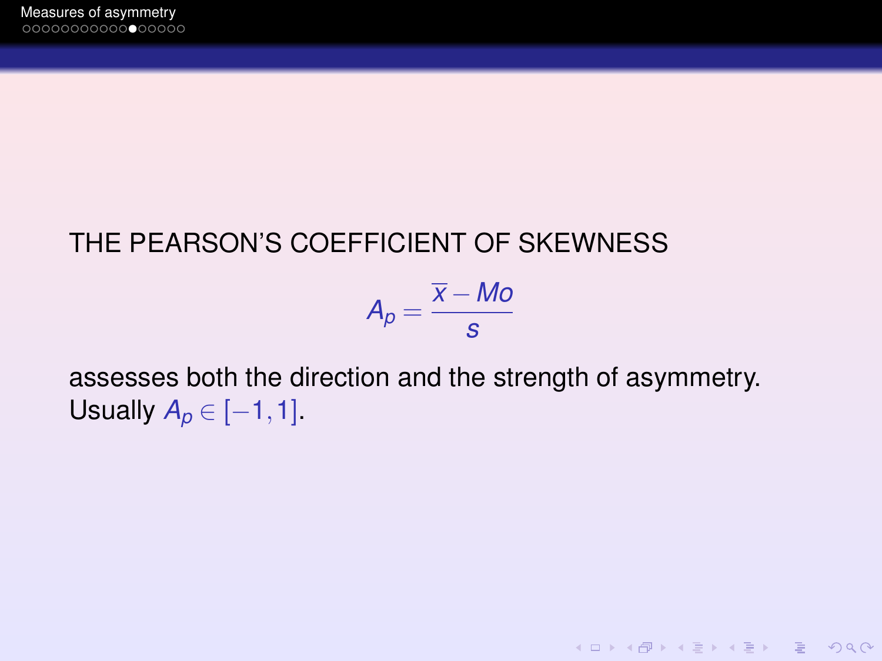THE PEARSON'S COEFFICIENT OF SKEWNESS

$$A_p = \frac{\overline{x} - Mo}{s}$$

assesses both the direction and the strength of asymmetry. Usually $A_p \in [-1, 1]$.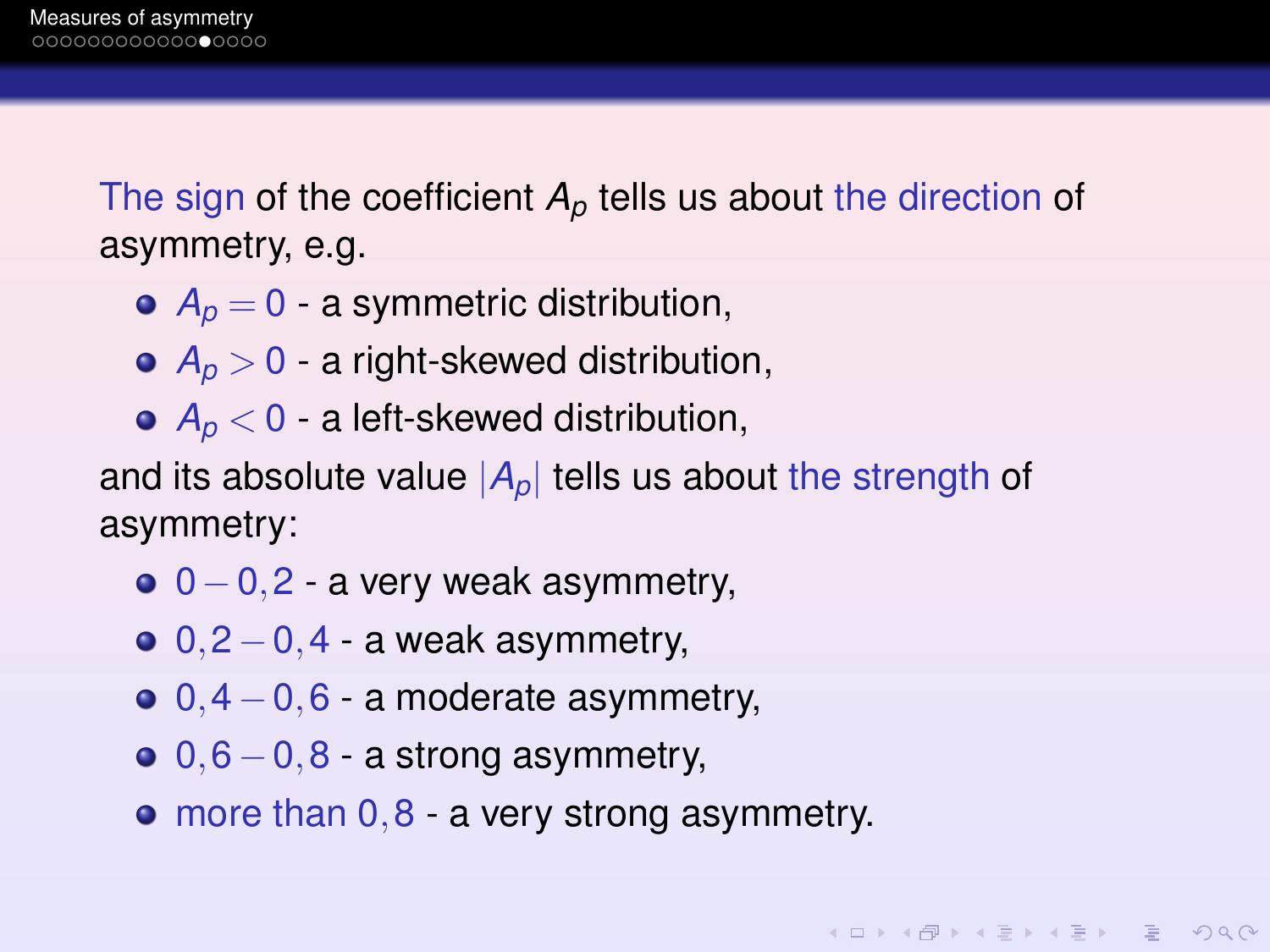The sign of the coefficient $A_p$ tells us about the direction of asymmetry, e.g.

- $A_p = 0$ - a symmetric distribution,
- $A_p > 0$ - a right-skewed distribution,
- $A_p < 0$ - a left-skewed distribution,

and its absolute value $|A_p|$ tells us about the strength of asymmetry:

- $0 - 0{,}2$ - a very weak asymmetry,
- $0{,}2 - 0{,}4$ - a weak asymmetry,
- $0{,}4 - 0{,}6$ - a moderate asymmetry,
- $0{,}6 - 0{,}8$ - a strong asymmetry,
- more than $0{,}8$ - a very strong asymmetry.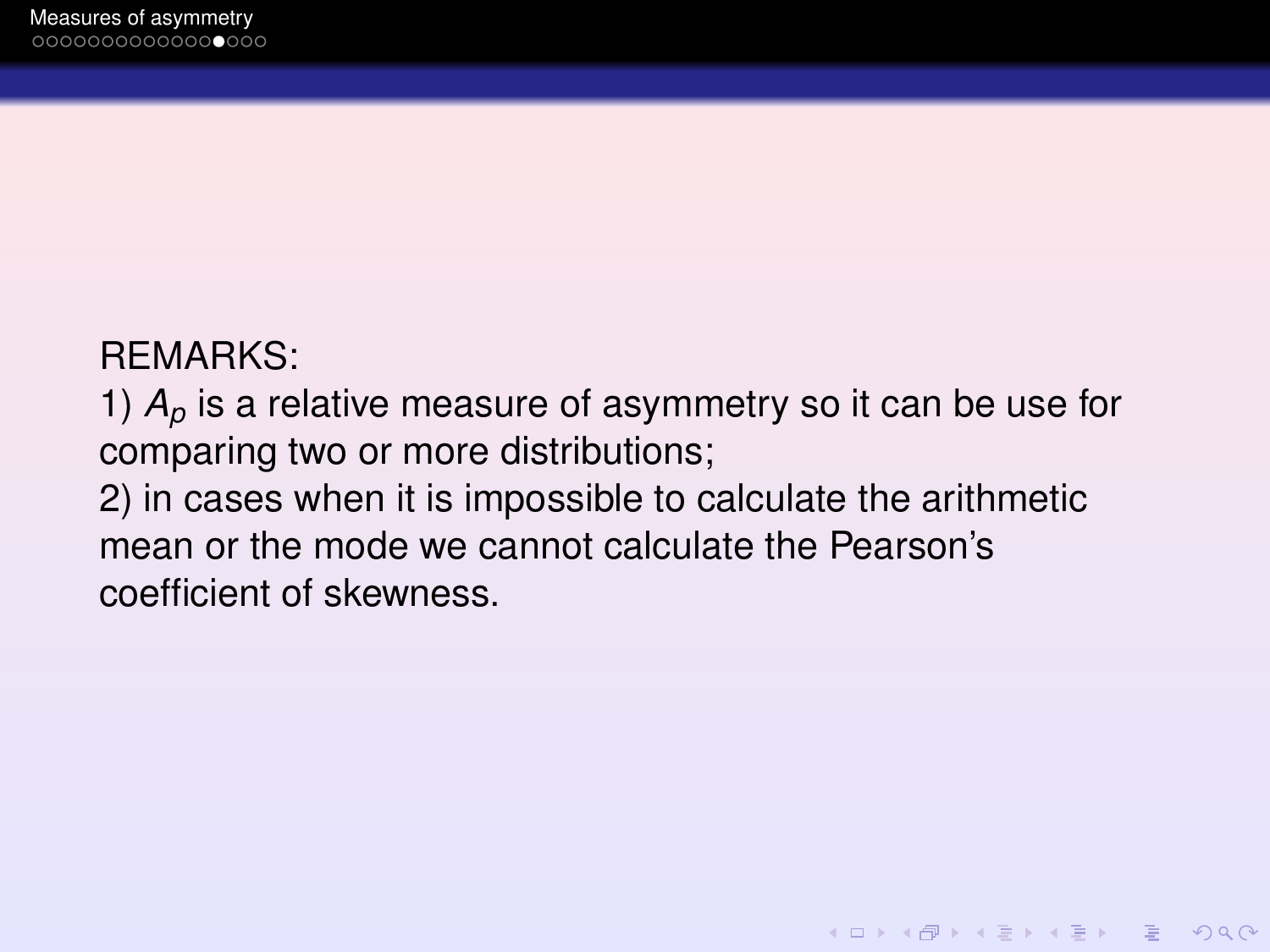REMARKS:

1) $A_p$ is a relative measure of asymmetry so it can be use for comparing two or more distributions;

2) in cases when it is impossible to calculate the arithmetic mean or the mode we cannot calculate the Pearson's coefficient of skewness.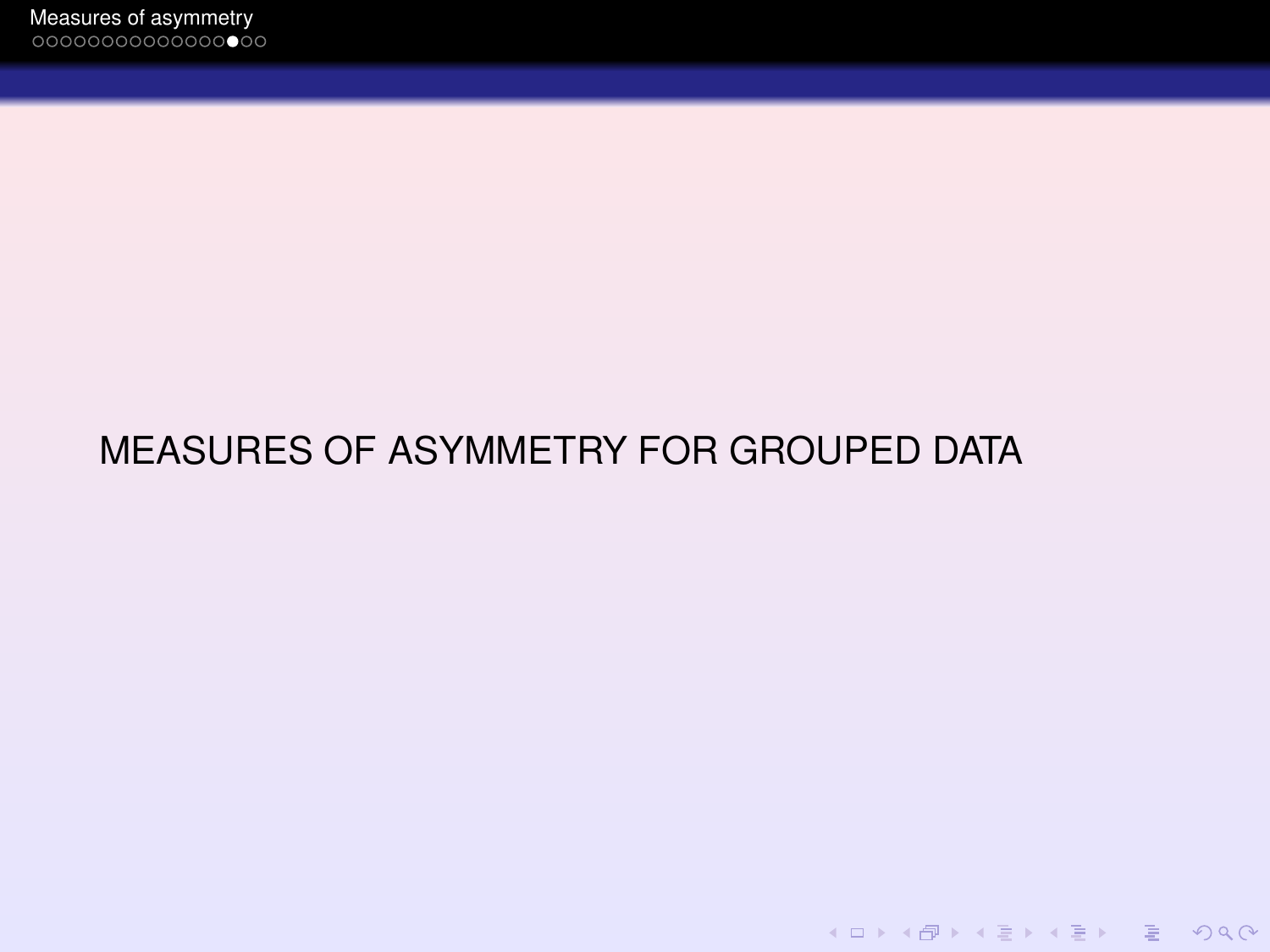# MEASURES OF ASYMMETRY FOR GROUPED DATA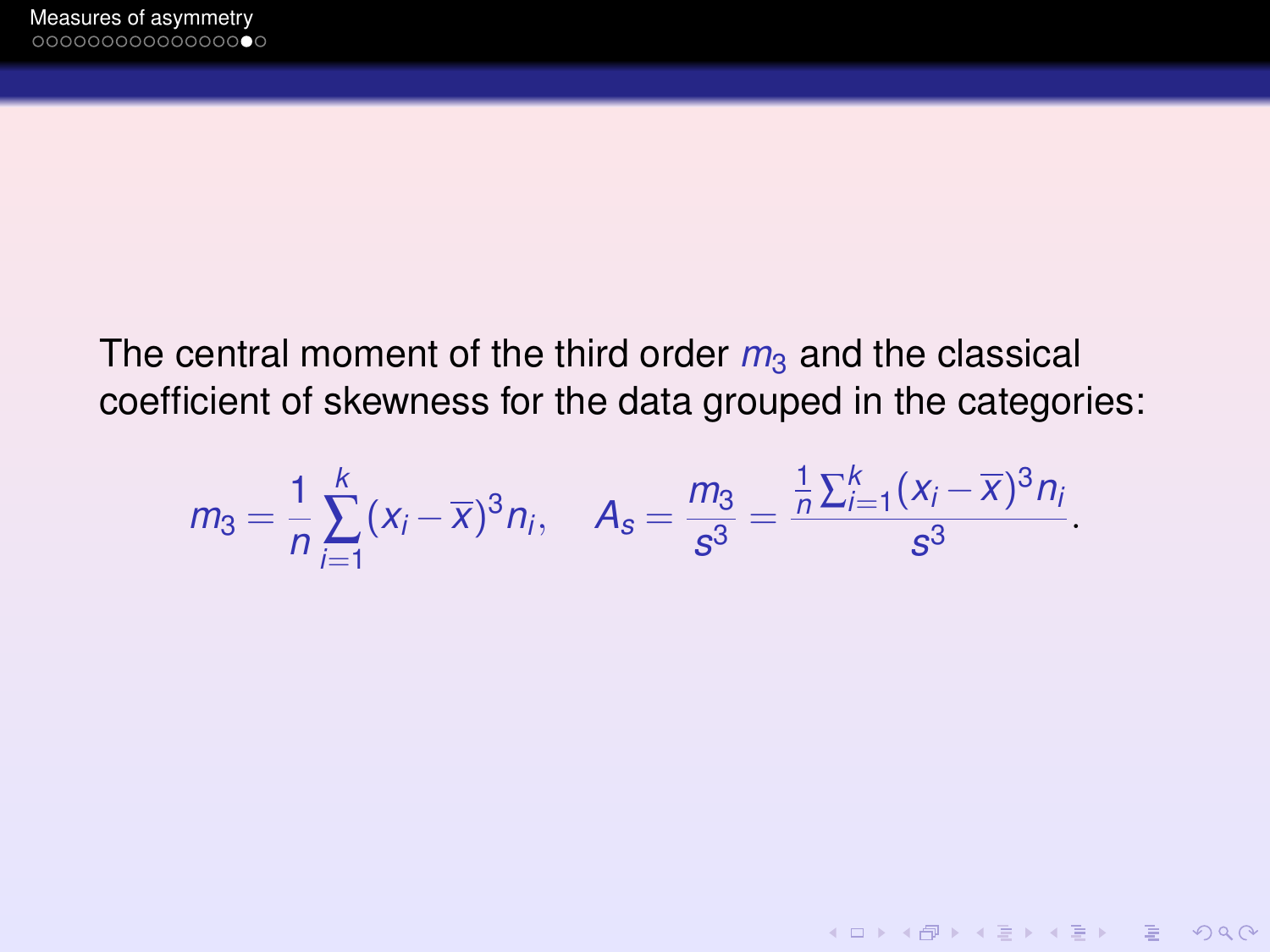The central moment of the third order $m_3$ and the classical coefficient of skewness for the data grouped in the categories:

$$m_3 = \frac{1}{n}\sum_{i=1}^{k}(x_i - \overline{x})^3 n_i, \quad A_s = \frac{m_3}{s^3} = \frac{\frac{1}{n}\sum_{i=1}^{k}(x_i - \overline{x})^3 n_i}{s^3}.$$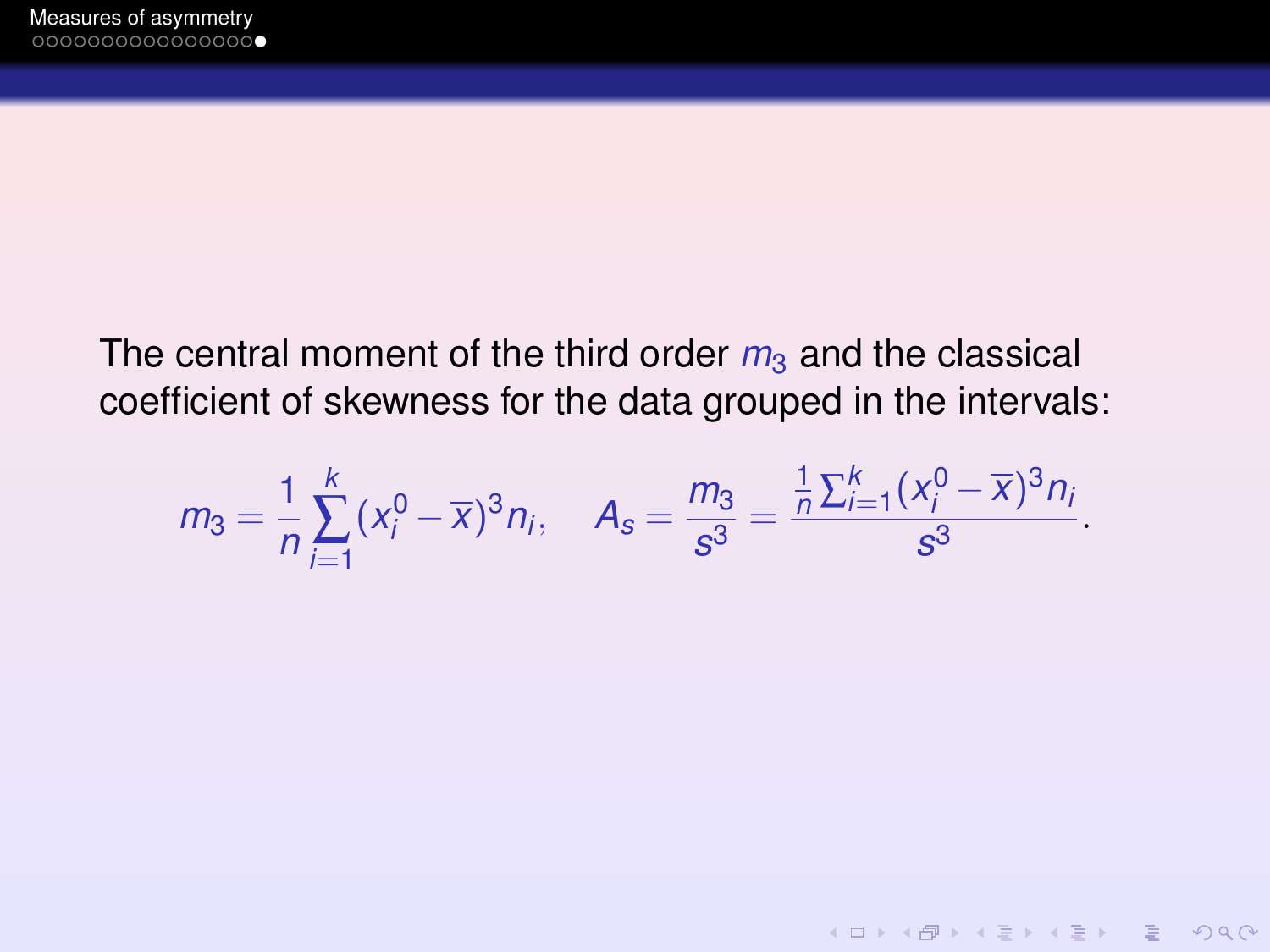The central moment of the third order $m_3$ and the classical coefficient of skewness for the data grouped in the intervals:

$$m_3 = \frac{1}{n}\sum_{i=1}^{k}(x_i^0 - \overline{x})^3 n_i, \quad A_s = \frac{m_3}{s^3} = \frac{\frac{1}{n}\sum_{i=1}^{k}(x_i^0 - \overline{x})^3 n_i}{s^3}.$$